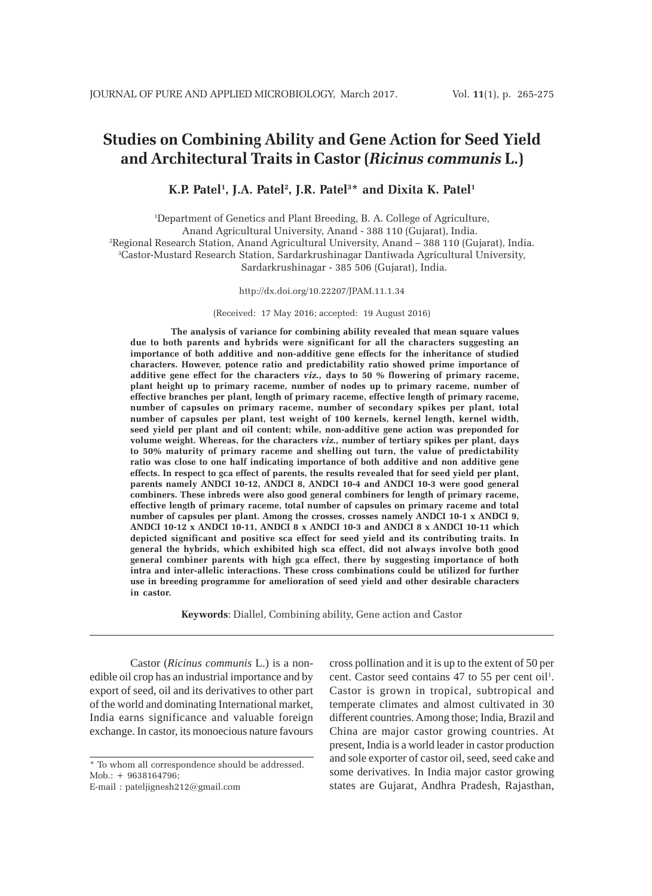# Studies on Combining Ability and Gene Action for Seed Yield and Architectural Traits in Castor (*Ricinus communis* L.)

**K.P. Patel[1], J.A. Patel[2], J.R. Patel[3]* and Dixita K. Patel[1]**

[1]Department of Genetics and Plant Breeding, B. A. College of Agriculture, Anand Agricultural University, Anand - 388 110 (Gujarat), India.
[2]Regional Research Station, Anand Agricultural University, Anand – 388 110 (Gujarat), India.
[3]Castor-Mustard Research Station, Sardarkrushinagar Dantiwada Agricultural University, Sardarkrushinagar - 385 506 (Gujarat), India.

http://dx.doi.org/10.22207/JPAM.11.1.34

(Received: 17 May 2016; accepted: 19 August 2016)

**The analysis of variance for combining ability revealed that mean square values due to both parents and hybrids were significant for all the characters suggesting an importance of both additive and non-additive gene effects for the inheritance of studied characters. However, potence ratio and predictability ratio showed prime importance of additive gene effect for the characters *viz.,* days to 50 % flowering of primary raceme, plant height up to primary raceme, number of nodes up to primary raceme, number of effective branches per plant, length of primary raceme, effective length of primary raceme, number of capsules on primary raceme, number of secondary spikes per plant, total number of capsules per plant, test weight of 100 kernels, kernel length, kernel width, seed yield per plant and oil content; while, non-additive gene action was preponded for volume weight. Whereas, for the characters *viz.,* number of tertiary spikes per plant, days to 50% maturity of primary raceme and shelling out turn, the value of predictability ratio was close to one half indicating importance of both additive and non additive gene effects. In respect to gca effect of parents, the results revealed that for seed yield per plant, parents namely ANDCI 10-12, ANDCI 8, ANDCI 10-4 and ANDCI 10-3 were good general combiners. These inbreds were also good general combiners for length of primary raceme, effective length of primary raceme, total number of capsules on primary raceme and total number of capsules per plant. Among the crosses, crosses namely ANDCI 10-1 x ANDCI 9, ANDCI 10-12 x ANDCI 10-11, ANDCI 8 x ANDCI 10-3 and ANDCI 8 x ANDCI 10-11 which depicted significant and positive sca effect for seed yield and its contributing traits. In general the hybrids, which exhibited high sca effect, did not always involve both good general combiner parents with high gca effect, there by suggesting importance of both intra and inter-allelic interactions. These cross combinations could be utilized for further use in breeding programme for amelioration of seed yield and other desirable characters in castor.**

**Keywords**: Diallel, Combining ability, Gene action and Castor

Castor (*Ricinus communis* L.) is a non-edible oil crop has an industrial importance and by export of seed, oil and its derivatives to other part of the world and dominating International market, India earns significance and valuable foreign exchange. In castor, its monoecious nature favours cross pollination and it is up to the extent of 50 per cent. Castor seed contains 47 to 55 per cent oil[1]. Castor is grown in tropical, subtropical and temperate climates and almost cultivated in 30 different countries. Among those; India, Brazil and China are major castor growing countries. At present, India is a world leader in castor production and sole exporter of castor oil, seed, seed cake and some derivatives. In India major castor growing states are Gujarat, Andhra Pradesh, Rajasthan,

* To whom all correspondence should be addressed.
Mob.: + 9638164796;
E-mail : pateljignesh212@gmail.com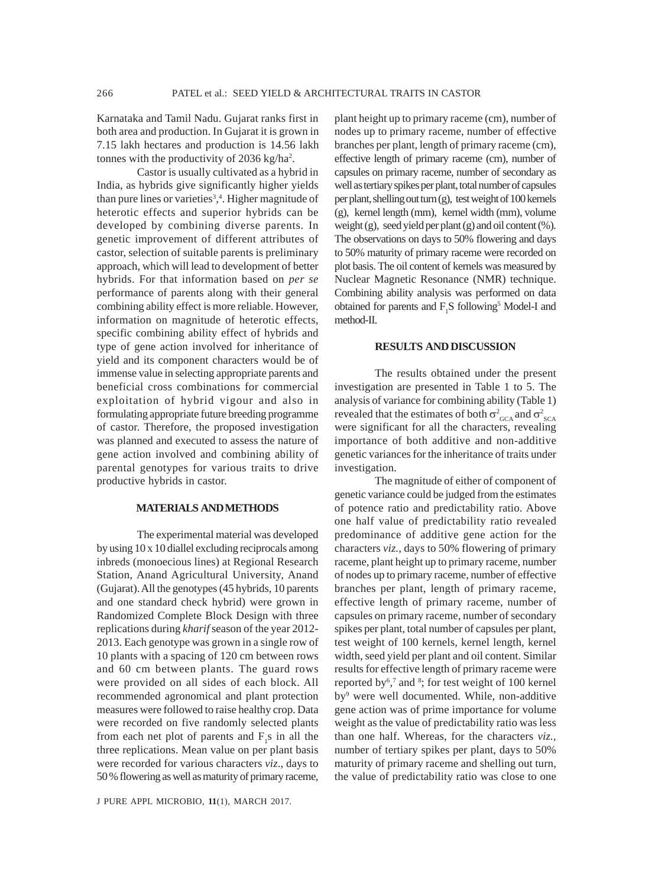Karnataka and Tamil Nadu. Gujarat ranks first in both area and production. In Gujarat it is grown in 7.15 lakh hectares and production is 14.56 lakh tonnes with the productivity of 2036 kg/ha[2].

Castor is usually cultivated as a hybrid in India, as hybrids give significantly higher yields than pure lines or varieties[3,4]. Higher magnitude of heterotic effects and superior hybrids can be developed by combining diverse parents. In genetic improvement of different attributes of castor, selection of suitable parents is preliminary approach, which will lead to development of better hybrids. For that information based on *per se* performance of parents along with their general combining ability effect is more reliable. However, information on magnitude of heterotic effects, specific combining ability effect of hybrids and type of gene action involved for inheritance of yield and its component characters would be of immense value in selecting appropriate parents and beneficial cross combinations for commercial exploitation of hybrid vigour and also in formulating appropriate future breeding programme of castor. Therefore, the proposed investigation was planned and executed to assess the nature of gene action involved and combining ability of parental genotypes for various traits to drive productive hybrids in castor.

## MATERIALS AND METHODS

The experimental material was developed by using 10 x 10 diallel excluding reciprocals among inbreds (monoecious lines) at Regional Research Station, Anand Agricultural University, Anand (Gujarat). All the genotypes (45 hybrids, 10 parents and one standard check hybrid) were grown in Randomized Complete Block Design with three replications during *kharif* season of the year 2012-2013. Each genotype was grown in a single row of 10 plants with a spacing of 120 cm between rows and 60 cm between plants. The guard rows were provided on all sides of each block. All recommended agronomical and plant protection measures were followed to raise healthy crop. Data were recorded on five randomly selected plants from each net plot of parents and $F_1$s in all the three replications. Mean value on per plant basis were recorded for various characters *viz*., days to 50 % flowering as well as maturity of primary raceme, plant height up to primary raceme (cm), number of nodes up to primary raceme, number of effective branches per plant, length of primary raceme (cm), effective length of primary raceme (cm), number of capsules on primary raceme, number of secondary as well as tertiary spikes per plant, total number of capsules per plant, shelling out turn (g), test weight of 100 kernels (g), kernel length (mm), kernel width (mm), volume weight (g), seed yield per plant (g) and oil content (%). The observations on days to 50% flowering and days to 50% maturity of primary raceme were recorded on plot basis. The oil content of kernels was measured by Nuclear Magnetic Resonance (NMR) technique. Combining ability analysis was performed on data obtained for parents and $F_1$S following[5] Model-I and method-II.

## RESULTS AND DISCUSSION

The results obtained under the present investigation are presented in Table 1 to 5. The analysis of variance for combining ability (Table 1) revealed that the estimates of both $\sigma^2_{GCA}$ and $\sigma^2_{SCA}$ were significant for all the characters, revealing importance of both additive and non-additive genetic variances for the inheritance of traits under investigation.

The magnitude of either of component of genetic variance could be judged from the estimates of potence ratio and predictability ratio. Above one half value of predictability ratio revealed predominance of additive gene action for the characters *viz.*, days to 50% flowering of primary raceme, plant height up to primary raceme, number of nodes up to primary raceme, number of effective branches per plant, length of primary raceme, effective length of primary raceme, number of capsules on primary raceme, number of secondary spikes per plant, total number of capsules per plant, test weight of 100 kernels, kernel length, kernel width, seed yield per plant and oil content. Similar results for effective length of primary raceme were reported by[6,7] and [8]; for test weight of 100 kernel by[9] were well documented. While, non-additive gene action was of prime importance for volume weight as the value of predictability ratio was less than one half. Whereas, for the characters *viz.*, number of tertiary spikes per plant, days to 50% maturity of primary raceme and shelling out turn, the value of predictability ratio was close to one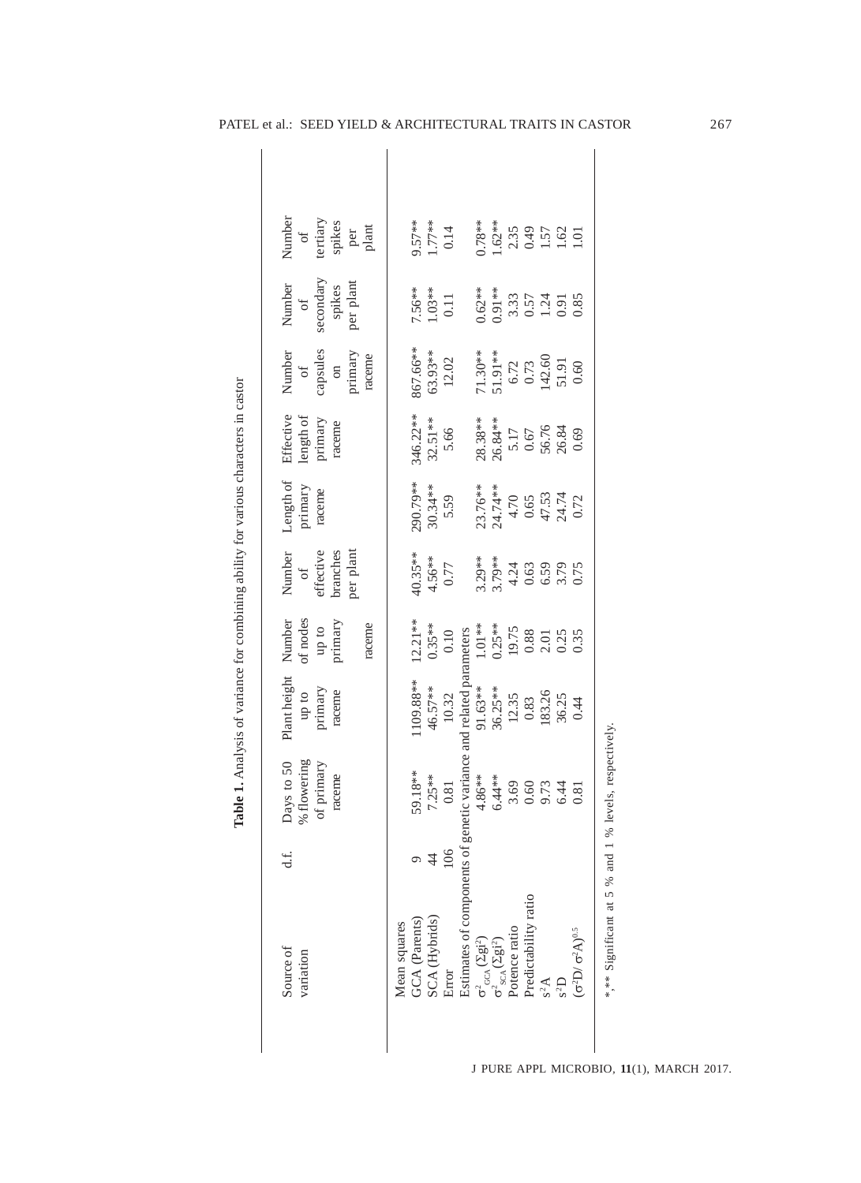**Table 1.** Analysis of variance for combining ability for various characters in castor

| Source of variation | d.f. | Days to 50 % flowering of primary raceme | Plant height up to primary raceme | Number of nodes up to primary raceme | Number of effective branches per plant | Length of primary raceme | Effective length of primary raceme | Number of capsules on primary raceme | Number of secondary spikes per plant | Number of tertiary spikes per plant |
|---|---|---|---|---|---|---|---|---|---|---|
| Mean squares | | | | | | | | | | |
| GCA (Parents) | 9 | 59.18** | 1109.88** | 12.21** | 40.35** | 290.79** | 346.22** | 867.66** | 7.56** | 9.57** |
| SCA (Hybrids) | 44 | 7.25** | 46.57** | 0.35** | 4.56** | 30.34** | 32.51** | 63.93** | 1.03** | 1.77** |
| Error | 106 | 0.81 | 10.32 | 0.10 | 0.77 | 5.59 | 5.66 | 12.02 | 0.11 | 0.14 |
| Estimates of components of genetic variance and related parameters | | | | | | | | | | |
| $\sigma^2_{GCA}$ $(\Sigma gi^2)$ | | 4.86** | 91.63** | 1.01** | 3.29** | 23.76** | 28.38** | 71.30** | 0.62** | 0.78** |
| $\sigma^2_{SCA}$ $(\Sigma gi^2)$ | | 6.44** | 36.25** | 0.25** | 3.79** | 24.74** | 26.84** | 51.91** | 0.91** | 1.62** |
| Potence ratio | | 3.69 | 12.35 | 19.75 | 4.24 | 4.70 | 5.17 | 6.72 | 3.33 | 2.35 |
| Predictability ratio | | 0.60 | 0.83 | 0.88 | 0.63 | 0.65 | 0.67 | 0.73 | 0.57 | 0.49 |
| $s^2A$ | | 9.73 | 183.26 | 2.01 | 6.59 | 47.53 | 56.76 | 142.60 | 1.24 | 1.57 |
| $s^2D$ | | 6.44 | 36.25 | 0.25 | 3.79 | 24.74 | 26.84 | 51.91 | 0.91 | 1.62 |
| $(\sigma^2D/\sigma^2A)^{0.5}$ | | 0.81 | 0.44 | 0.35 | 0.75 | 0.72 | 0.69 | 0.60 | 0.85 | 1.01 |

*,** Significant at 5 % and 1 % levels, respectively.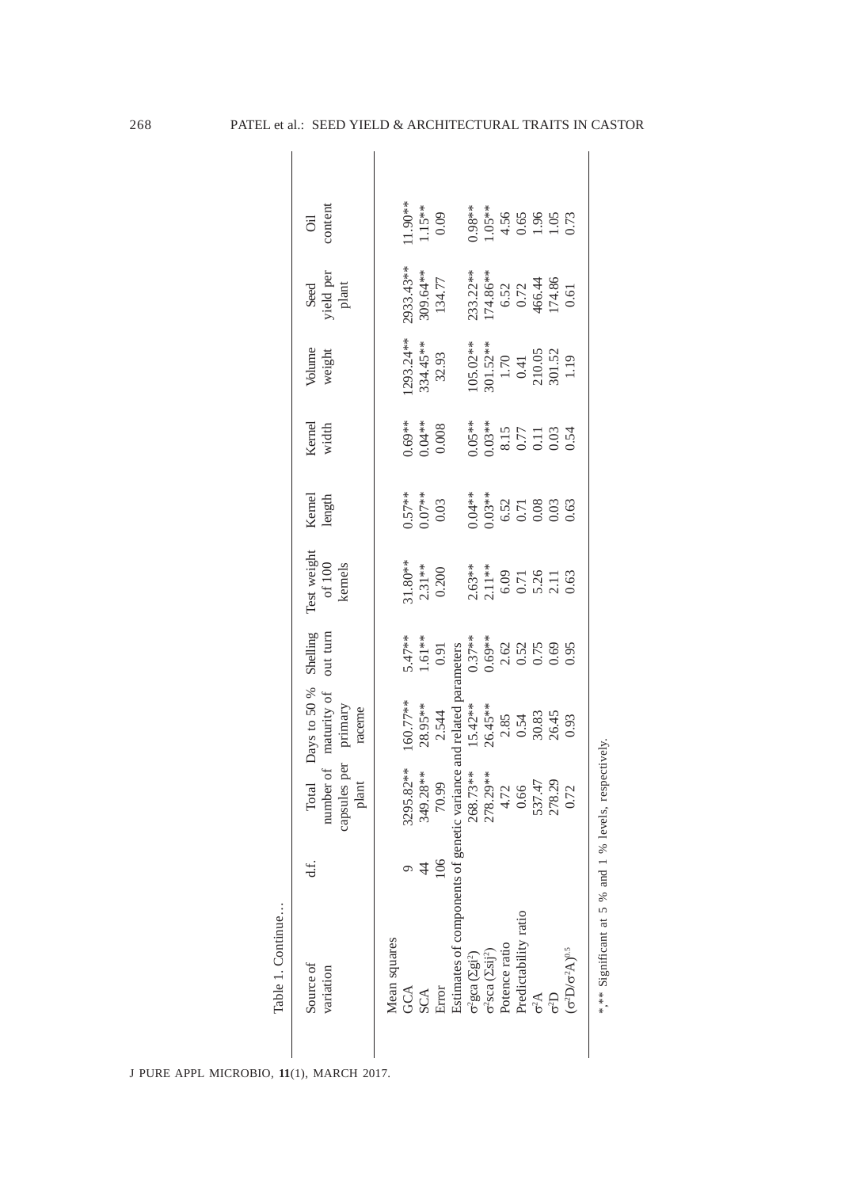Table 1. Continue...

| Source of variation | d.f. | Total number of capsules per plant | Days to 50 % maturity of primary raceme | Shelling out turn | Test weight of 100 kernels | Kernel length | Kernel width | Volume weight | Seed yield per plant | Oil content |
|---|---|---|---|---|---|---|---|---|---|---|
| Mean squares | | | | | | | | | | |
| GCA | 9 | 3295.82** | 160.77** | 5.47** | 31.80** | 0.57** | 0.69** | 1293.24** | 2933.43** | 11.90** |
| SCA | 44 | 349.28** | 28.95** | 1.61** | 2.31** | 0.07** | 0.04** | 334.45** | 309.64** | 1.15** |
| Error | 106 | 70.99 | 2.544 | 0.91 | 0.200 | 0.03 | 0.008 | 32.93 | 134.77 | 0.09 |
| Estimates of components of genetic variance and related parameters | | | | | | | | | | |
| $\sigma^2$gca ($\Sigma gi^2$) | | 268.73** | 15.42** | 0.37** | 2.63** | 0.04** | 0.05** | 105.02** | 233.22** | 0.98** |
| $\sigma^2$sca ($\Sigma sij^2$) | | 278.29** | 26.45** | 0.69** | 2.11** | 0.03** | 0.03** | 301.52** | 174.86** | 1.05** |
| Potence ratio | | 4.72 | 2.85 | 2.62 | 6.09 | 6.52 | 8.15 | 1.70 | 6.52 | 4.56 |
| Predictability ratio | | 0.66 | 0.54 | 0.52 | 0.71 | 0.71 | 0.77 | 0.41 | 0.72 | 0.65 |
| $\sigma^2$A | | 537.47 | 30.83 | 0.75 | 5.26 | 0.08 | 0.11 | 210.05 | 466.44 | 1.96 |
| $\sigma^2$D | | 278.29 | 26.45 | 0.69 | 2.11 | 0.03 | 0.03 | 301.52 | 174.86 | 1.05 |
| $(\sigma^2D/\sigma^2A)^{0.5}$ | | 0.72 | 0.93 | 0.95 | 0.63 | 0.63 | 0.54 | 1.19 | 0.61 | 0.73 |

*,** Significant at 5 % and 1 % levels, respectively.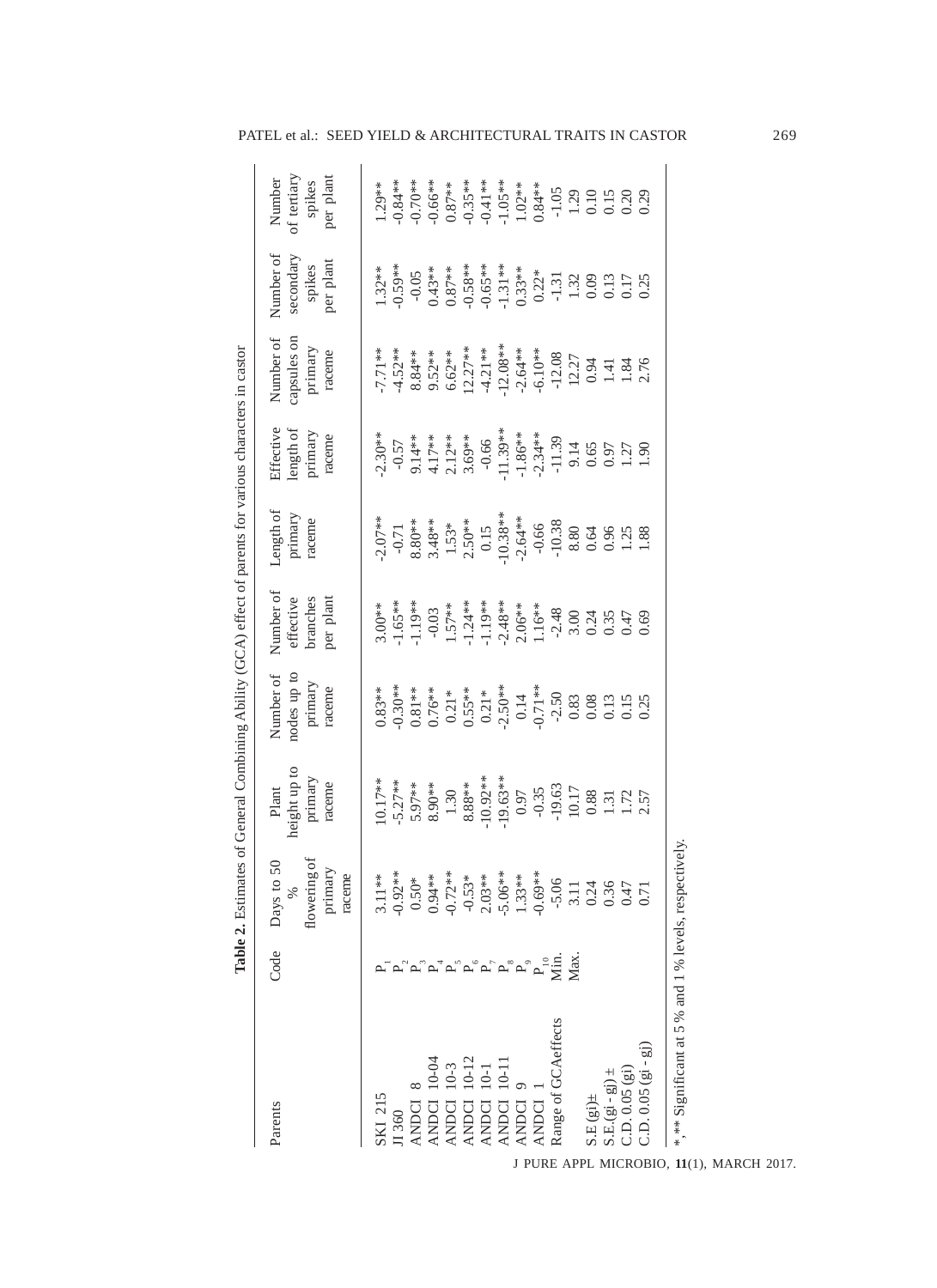**Table 2.** Estimates of General Combining Ability (GCA) effect of parents for various characters in castor

| Parents | Code | Days to 50 % flowering of primary raceme | Plant height up to primary raceme | Number of nodes up to primary raceme | Number of effective branches per plant | Length of primary raceme | Effective length of primary raceme | Number of capsules on primary raceme | Number of secondary spikes per plant | Number of tertiary spikes per plant |
|---|---|---|---|---|---|---|---|---|---|---|
| SKI 215 | $P_1$ | 3.11** | 10.17** | 0.83** | 3.00** | -2.07** | -2.30** | -7.71** | 1.32** | 1.29** |
| JI 360 | $P_2$ | -0.92** | -5.27** | -0.30** | -1.65** | -0.71 | -0.57 | -4.52** | -0.59** | -0.84** |
| ANDCI 8 | $P_3$ | 0.50* | 5.97** | 0.81** | -1.19** | 8.80** | 9.14** | 8.84** | -0.05 | -0.70** |
| ANDCI 10-04 | $P_4$ | 0.94** | 8.90** | 0.76** | -0.03 | 3.48** | 4.17** | 9.52** | 0.43** | -0.66** |
| ANDCI 10-3 | $P_5$ | -0.72** | 1.30 | 0.21* | 1.57** | 1.53* | 2.12** | 6.62** | 0.87** | 0.87** |
| ANDCI 10-12 | $P_6$ | -0.53* | 8.88** | 0.55** | -1.24** | 2.50** | 3.69** | 12.27** | -0.58** | -0.35** |
| ANDCI 10-1 | $P_7$ | 2.03** | -10.92** | 0.21* | -1.19** | 0.15 | -0.66 | -4.21** | -0.65** | -0.41** |
| ANDCI 10-11 | $P_8$ | -5.06** | -19.63** | -2.50** | -2.48** | -10.38** | -11.39** | -12.08** | -1.31** | -1.05** |
| ANDCI 9 | $P_9$ | 1.33** | 0.97 | 0.14 | 2.06** | -2.64** | -1.86** | -2.64** | 0.33** | 1.02** |
| ANDCI 1 | $P_{10}$ | -0.69** | -0.35 | -0.71** | 1.16** | -0.66 | -2.34** | -6.10** | 0.22* | 0.84** |
| Range of GCAeffects | Min. | -5.06 | -19.63 | -2.50 | -2.48 | -10.38 | -11.39 | -12.08 | -1.31 | -1.05 |
| | Max. | 3.11 | 10.17 | 0.83 | 3.00 | 8.80 | 9.14 | 12.27 | 1.32 | 1.29 |
| S.E (gi)± | | 0.24 | 0.88 | 0.08 | 0.24 | 0.64 | 0.65 | 0.94 | 0.09 | 0.10 |
| S.E.(gi - gj) ± | | 0.36 | 1.31 | 0.13 | 0.35 | 0.96 | 0.97 | 1.41 | 0.13 | 0.15 |
| C.D. 0.05 (gi) | | 0.47 | 1.72 | 0.15 | 0.47 | 1.25 | 1.27 | 1.84 | 0.17 | 0.20 |
| C.D. 0.05 (gi - gj) | | 0.71 | 2.57 | 0.25 | 0.69 | 1.88 | 1.90 | 2.76 | 0.25 | 0.29 |

*, ** Significant at 5 % and 1 % levels, respectively.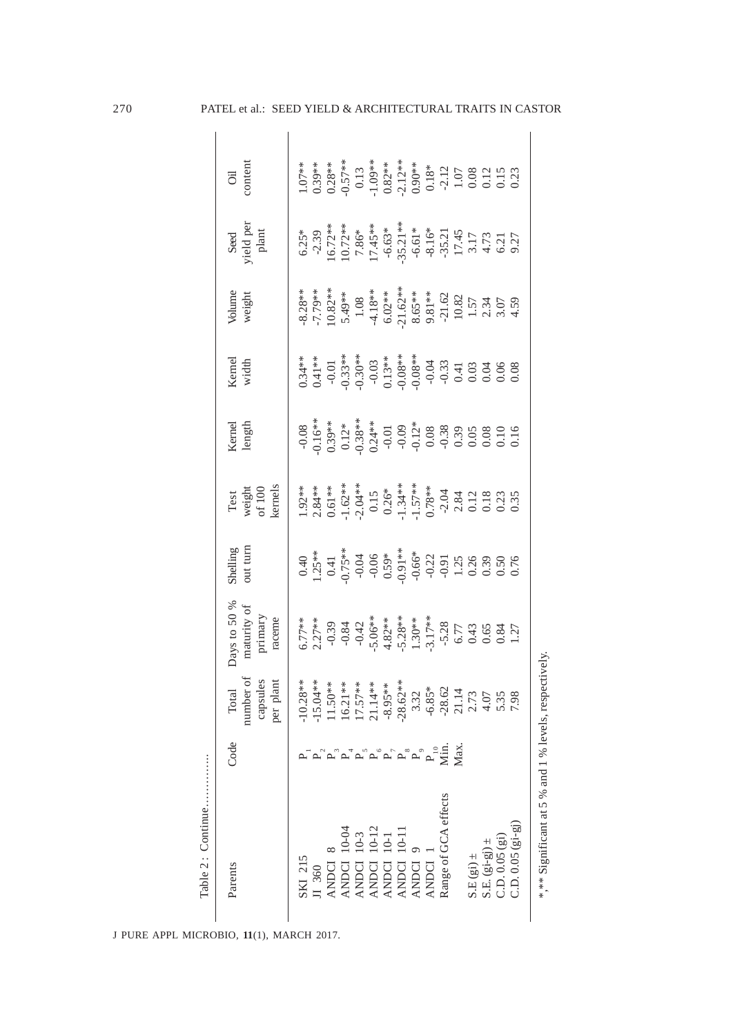Table 2 : Continue.............

| Parents | Code | Total number of capsules per plant | Days to 50 % maturity of primary raceme | Shelling out turn | Test weight of 100 kernels | Kernel length | Kernel width | Volume weight | Seed yield per plant | Oil content |
|---|---|---|---|---|---|---|---|---|---|---|
| SKI 215 | $P_1$ | -10.28** | 6.77** | 0.40 | 1.92** | -0.08 | 0.34** | -8.28** | 6.25* | 1.07** |
| JI 360 | $P_2$ | -15.04** | 2.27** | 1.25** | 2.84** | -0.16** | 0.41** | -7.79** | -2.39 | 0.39** |
| ANDCI 8 | $P_3$ | 11.50** | -0.39 | 0.41 | 0.61** | 0.39** | -0.01 | 10.82** | 16.72** | 0.28** |
| ANDCI 10-04 | $P_4$ | 16.21** | -0.84 | -0.75** | -1.62** | 0.12* | -0.33** | 5.49** | 10.72** | -0.57** |
| ANDCI 10-3 | $P_5$ | 17.57** | -0.42 | -0.04 | -2.04** | -0.38** | -0.30** | 1.08 | 7.86* | 0.13 |
| ANDCI 10-12 | $P_6$ | 21.14** | -5.06** | -0.06 | 0.15 | 0.24** | -0.03 | -4.18** | 17.45** | -1.09** |
| ANDCI 10-1 | $P_7$ | -8.95** | 4.82** | 0.59* | 0.26* | -0.01 | 0.13** | 6.02** | -6.63* | 0.82** |
| ANDCI 10-11 | $P_8$ | -28.62** | -5.28** | -0.91** | -1.34** | -0.09 | -0.08** | -21.62** | -35.21** | -2.12** |
| ANDCI 9 | $P_9$ | 3.32 | 1.30** | -0.66* | -1.57** | -0.12* | -0.08** | 8.65** | -6.61* | 0.90** |
| ANDCI 1 | $P_{10}$ | -6.85* | -3.17** | -0.22 | 0.78** | 0.08 | -0.04 | 9.81** | -8.16* | 0.18* |
| Range of GCA effects | Min. | -28.62 | -5.28 | -0.91 | -2.04 | -0.38 | -0.33 | -21.62 | -35.21 | -2.12 |
| | Max. | 21.14 | 6.77 | 1.25 | 2.84 | 0.39 | 0.41 | 10.82 | 17.45 | 1.07 |
| S.E (gi) ± | | 2.73 | 0.43 | 0.26 | 0.12 | 0.05 | 0.03 | 1.57 | 3.17 | 0.08 |
| S.E. (gi-gj) ± | | 4.07 | 0.65 | 0.39 | 0.18 | 0.08 | 0.04 | 2.34 | 4.73 | 0.12 |
| C.D. 0.05 (gi) | | 5.35 | 0.84 | 0.50 | 0.23 | 0.10 | 0.06 | 3.07 | 6.21 | 0.15 |
| C.D. 0.05 (gi-gj) | | 7.98 | 1.27 | 0.76 | 0.35 | 0.16 | 0.08 | 4.59 | 9.27 | 0.23 |

*,** Significant at 5 % and 1 % levels, respectively.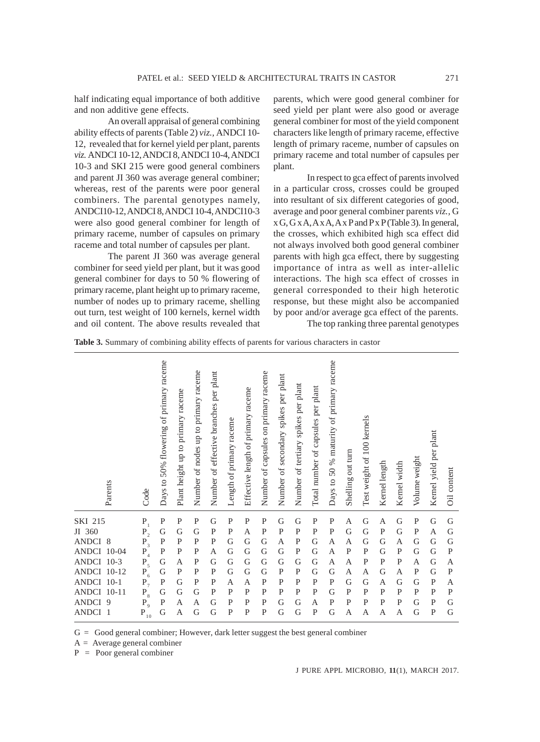half indicating equal importance of both additive and non additive gene effects.

An overall appraisal of general combining ability effects of parents (Table 2) *viz.,* ANDCI 10-12, revealed that for kernel yield per plant, parents *viz.* ANDCI 10-12, ANDCI 8, ANDCI 10-4, ANDCI 10-3 and SKI 215 were good general combiners and parent JI 360 was average general combiner; whereas, rest of the parents were poor general combiners. The parental genotypes namely, ANDCI10-12, ANDCI 8, ANDCI 10-4, ANDCI10-3 were also good general combiner for length of primary raceme, number of capsules on primary raceme and total number of capsules per plant.

The parent JI 360 was average general combiner for seed yield per plant, but it was good general combiner for days to 50 % flowering of primary raceme, plant height up to primary raceme, number of nodes up to primary raceme, shelling out turn, test weight of 100 kernels, kernel width and oil content. The above results revealed that parents, which were good general combiner for seed yield per plant were also good or average general combiner for most of the yield component characters like length of primary raceme, effective length of primary raceme, number of capsules on primary raceme and total number of capsules per plant.

In respect to gca effect of parents involved in a particular cross, crosses could be grouped into resultant of six different categories of good, average and poor general combiner parents *viz.,* G x G, G x A, A x A, A x P and P x P (Table 3). In general, the crosses, which exhibited high sca effect did not always involved both good general combiner parents with high gca effect, there by suggesting importance of intra as well as inter-allelic interactions. The high sca effect of crosses in general corresponded to their high heterotic response, but these might also be accompanied by poor and/or average gca effect of the parents.

The top ranking three parental genotypes

**Table 3.** Summary of combining ability effects of parents for various characters in castor

| Parents | Code | Days to 50% flowering of primary raceme | Plant height up to primary raceme | Number of nodes up to primary raceme | Number of effective branches per plant | Length of primary raceme | Effective length of primary raceme | Number of capsules on primary raceme | Number of secondary spikes per plant | Number of tertiary spikes per plant | Total number of capsules per plant | Days to 50 % maturity of primary raceme | Shelling out turn | Test weight of 100 kernels | Kernel length | Kernel width | Volume weight | Kernel yield per plant | Oil content |
|---|---|---|---|---|---|---|---|---|---|---|---|---|---|---|---|---|---|---|---|
| SKI 215 | $P_1$ | P | P | P | G | P | P | P | G | G | P | P | A | G | A | G | P | G | G |
| JI 360 | $P_2$ | G | G | G | P | P | A | P | P | P | P | P | G | G | P | G | P | A | G |
| ANDCI 8 | $P_3$ | P | P | P | P | G | G | G | A | P | G | A | A | G | G | A | G | G | G |
| ANDCI 10-04 | $P_4$ | P | P | P | A | G | G | G | G | P | G | A | P | P | G | P | G | G | P |
| ANDCI 10-3 | $P_5$ | G | A | P | G | G | G | G | G | G | G | A | A | P | P | P | A | G | A |
| ANDCI 10-12 | $P_6$ | G | P | P | P | G | G | G | P | P | G | G | A | A | G | A | P | G | P |
| ANDCI 10-1 | $P_7$ | P | G | P | P | A | A | P | P | P | P | P | G | G | A | G | G | P | A |
| ANDCI 10-11 | $P_8$ | G | G | G | P | P | P | P | P | P | P | G | P | P | P | G | P | P | P |
| ANDCI 9 | $P_9$ | P | A | A | G | P | P | P | G | G | A | P | P | P | P | P | G | P | G |
| ANDCI 1 | $P_{10}$ | G | A | G | G | P | P | P | G | G | P | G | A | A | A | A | G | P | G |

G = Good general combiner; However, dark letter suggest the best general combiner

A = Average general combiner

P = Poor general combiner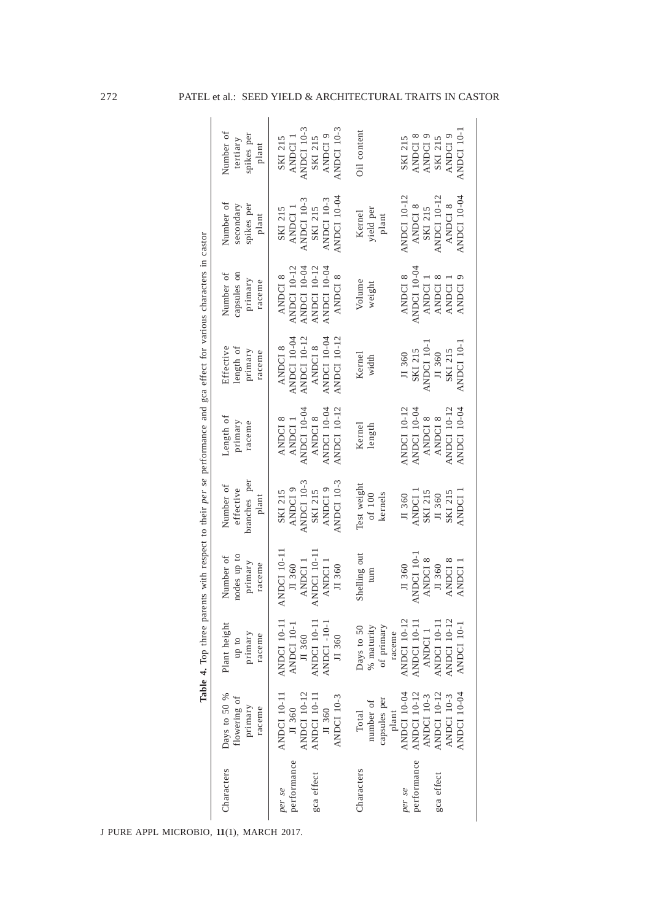**Table 4.** Top three parents with respect to their *per se* performance and gca effect for various characters in castor

| Characters | Days to 50 % flowering of primary raceme | Plant height up to primary raceme | Number of nodes up to primary raceme | Number of effective branches per plant | Length of primary raceme | Effective length of primary raceme | Number of capsules on primary raceme | Number of secondary spikes per plant | Number of tertiary spikes per plant |
|---|---|---|---|---|---|---|---|---|---|
| *per se* performance | ANDCI 10-11 | ANDCI 10-11 | ANDCI 10-11 | SKI 215 | ANDCI 8 | ANDCI 8 | ANDCI 8 | SKI 215 | SKI 215 |
| | JI 360 | ANDCI 10-1 | JI 360 | ANDCI 9 | ANDCI 1 | ANDCI 10-04 | ANDCI 10-12 | ANDCI 1 | ANDCI 1 |
| | ANDCI 10-12 | JI 360 | ANDCI 1 | ANDCI 10-3 | ANDCI 10-04 | ANDCI 10-12 | ANDCI 10-04 | ANDCI 10-3 | ANDCI 10-3 |
| gca effect | ANDCI 10-11 | ANDCI 10-11 | ANDCI 10-11 | SKI 215 | ANDCI 8 | ANDCI 8 | ANDCI 10-12 | SKI 215 | SKI 215 |
| | JI 360 | ANDCI -10-1 | ANDCI 1 | ANDCI 9 | ANDCI 10-04 | ANDCI 10-04 | ANDCI 10-04 | ANDCI 10-3 | ANDCI 9 |
| | ANDCI 10-3 | JI 360 | JI 360 | ANDCI 10-3 | ANDCI 10-12 | ANDCI 10-12 | ANDCI 8 | ANDCI 10-04 | ANDCI 10-3 |
| **Characters** | **Total number of capsules per plant** | **Days to 50 % maturity of primary raceme** | **Shelling out turn** | **Test weight of 100 kernels** | **Kernel length** | **Kernel width** | **Volume weight** | **Kernel yield per plant** | **Oil content** |
| *per se* performance | ANDCI 10-04 | ANDCI 10-12 | JI 360 | JI 360 | ANDCI 10-12 | JI 360 | ANDCI 8 | ANDCI 10-12 | SKI 215 |
| | ANDCI 10-12 | ANDCI 10-11 | ANDCI 10-1 | ANDCI 1 | ANDCI 10-04 | SKI 215 | ANDCI 10-04 | ANDCI 8 | ANDCI 8 |
| | ANDCI 10-3 | ANDCI 1 | ANDCI 8 | SKI 215 | ANDCI 8 | ANDCI 10-1 | ANDCI 1 | SKI 215 | ANDCI 9 |
| gca effect | ANDCI 10-12 | ANDCI 10-11 | JI 360 | JI 360 | ANDCI 8 | JI 360 | ANDCI 8 | ANDCI 10-12 | SKI 215 |
| | ANDCI 10-3 | ANDCI 10-12 | ANDCI 8 | SKI 215 | ANDCI 10-12 | SKI 215 | ANDCI 1 | ANDCI 8 | ANDCI 9 |
| | ANDCI 10-04 | ANDCI 10-1 | ANDCI 1 | ANDCI 1 | ANDCI 10-04 | ANDCI 10-1 | ANDCI 9 | ANDCI 10-04 | ANDCI 10-1 |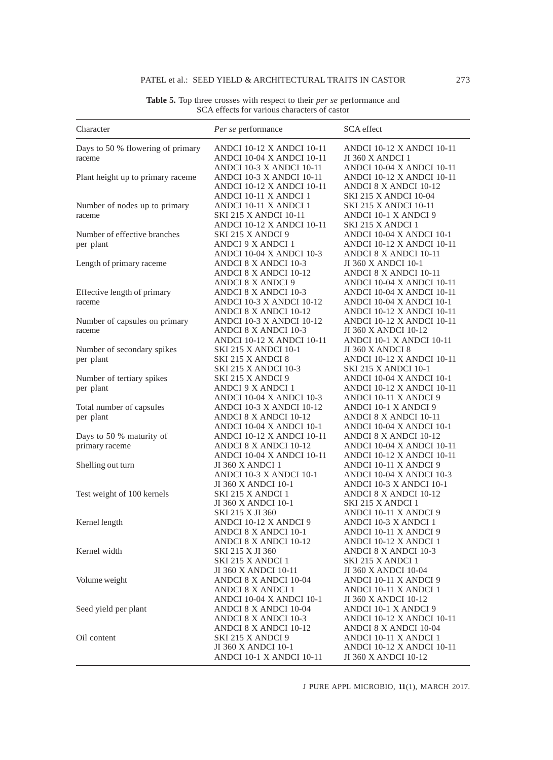**Table 5.** Top three crosses with respect to their *per se* performance and SCA effects for various characters of castor

| Character | *Per se* performance | SCA effect |
|---|---|---|
| Days to 50 % flowering of primary raceme | ANDCI 10-12 X ANDCI 10-11 | ANDCI 10-12 X ANDCI 10-11 |
| | ANDCI 10-04 X ANDCI 10-11 | JI 360 X ANDCI 1 |
| | ANDCI 10-3 X ANDCI 10-11 | ANDCI 10-04 X ANDCI 10-11 |
| Plant height up to primary raceme | ANDCI 10-3 X ANDCI 10-11 | ANDCI 10-12 X ANDCI 10-11 |
| | ANDCI 10-12 X ANDCI 10-11 | ANDCI 8 X ANDCI 10-12 |
| | ANDCI 10-11 X ANDCI 1 | SKI 215 X ANDCI 10-04 |
| Number of nodes up to primary raceme | ANDCI 10-11 X ANDCI 1 | SKI 215 X ANDCI 10-11 |
| | SKI 215 X ANDCI 10-11 | ANDCI 10-1 X ANDCI 9 |
| | ANDCI 10-12 X ANDCI 10-11 | SKI 215 X ANDCI 1 |
| Number of effective branches per plant | SKI 215 X ANDCI 9 | ANDCI 10-04 X ANDCI 10-1 |
| | ANDCI 9 X ANDCI 1 | ANDCI 10-12 X ANDCI 10-11 |
| | ANDCI 10-04 X ANDCI 10-3 | ANDCI 8 X ANDCI 10-11 |
| Length of primary raceme | ANDCI 8 X ANDCI 10-3 | JI 360 X ANDCI 10-1 |
| | ANDCI 8 X ANDCI 10-12 | ANDCI 8 X ANDCI 10-11 |
| | ANDCI 8 X ANDCI 9 | ANDCI 10-04 X ANDCI 10-11 |
| Effective length of primary raceme | ANDCI 8 X ANDCI 10-3 | ANDCI 10-04 X ANDCI 10-11 |
| | ANDCI 10-3 X ANDCI 10-12 | ANDCI 10-04 X ANDCI 10-1 |
| | ANDCI 8 X ANDCI 10-12 | ANDCI 10-12 X ANDCI 10-11 |
| Number of capsules on primary raceme | ANDCI 10-3 X ANDCI 10-12 | ANDCI 10-12 X ANDCI 10-11 |
| | ANDCI 8 X ANDCI 10-3 | JI 360 X ANDCI 10-12 |
| | ANDCI 10-12 X ANDCI 10-11 | ANDCI 10-1 X ANDCI 10-11 |
| Number of secondary spikes per plant | SKI 215 X ANDCI 10-1 | JI 360 X ANDCI 8 |
| | SKI 215 X ANDCI 8 | ANDCI 10-12 X ANDCI 10-11 |
| | SKI 215 X ANDCI 10-3 | SKI 215 X ANDCI 10-1 |
| Number of tertiary spikes per plant | SKI 215 X ANDCI 9 | ANDCI 10-04 X ANDCI 10-1 |
| | ANDCI 9 X ANDCI 1 | ANDCI 10-12 X ANDCI 10-11 |
| | ANDCI 10-04 X ANDCI 10-3 | ANDCI 10-11 X ANDCI 9 |
| Total number of capsules per plant | ANDCI 10-3 X ANDCI 10-12 | ANDCI 10-1 X ANDCI 9 |
| | ANDCI 8 X ANDCI 10-12 | ANDCI 8 X ANDCI 10-11 |
| | ANDCI 10-04 X ANDCI 10-1 | ANDCI 10-04 X ANDCI 10-1 |
| Days to 50 % maturity of primary raceme | ANDCI 10-12 X ANDCI 10-11 | ANDCI 8 X ANDCI 10-12 |
| | ANDCI 8 X ANDCI 10-12 | ANDCI 10-04 X ANDCI 10-11 |
| | ANDCI 10-04 X ANDCI 10-11 | ANDCI 10-12 X ANDCI 10-11 |
| Shelling out turn | JI 360 X ANDCI 1 | ANDCI 10-11 X ANDCI 9 |
| | ANDCI 10-3 X ANDCI 10-1 | ANDCI 10-04 X ANDCI 10-3 |
| | JI 360 X ANDCI 10-1 | ANDCI 10-3 X ANDCI 10-1 |
| Test weight of 100 kernels | SKI 215 X ANDCI 1 | ANDCI 8 X ANDCI 10-12 |
| | JI 360 X ANDCI 10-1 | SKI 215 X ANDCI 1 |
| | SKI 215 X JI 360 | ANDCI 10-11 X ANDCI 9 |
| Kernel length | ANDCI 10-12 X ANDCI 9 | ANDCI 10-3 X ANDCI 1 |
| | ANDCI 8 X ANDCI 10-1 | ANDCI 10-11 X ANDCI 9 |
| | ANDCI 8 X ANDCI 10-12 | ANDCI 10-12 X ANDCI 1 |
| Kernel width | SKI 215 X JI 360 | ANDCI 8 X ANDCI 10-3 |
| | SKI 215 X ANDCI 1 | SKI 215 X ANDCI 1 |
| | JI 360 X ANDCI 10-11 | JI 360 X ANDCI 10-04 |
| Volume weight | ANDCI 8 X ANDCI 10-04 | ANDCI 10-11 X ANDCI 9 |
| | ANDCI 8 X ANDCI 1 | ANDCI 10-11 X ANDCI 1 |
| | ANDCI 10-04 X ANDCI 10-1 | JI 360 X ANDCI 10-12 |
| Seed yield per plant | ANDCI 8 X ANDCI 10-04 | ANDCI 10-1 X ANDCI 9 |
| | ANDCI 8 X ANDCI 10-3 | ANDCI 10-12 X ANDCI 10-11 |
| | ANDCI 8 X ANDCI 10-12 | ANDCI 8 X ANDCI 10-04 |
| Oil content | SKI 215 X ANDCI 9 | ANDCI 10-11 X ANDCI 1 |
| | JI 360 X ANDCI 10-1 | ANDCI 10-12 X ANDCI 10-11 |
| | ANDCI 10-1 X ANDCI 10-11 | JI 360 X ANDCI 10-12 |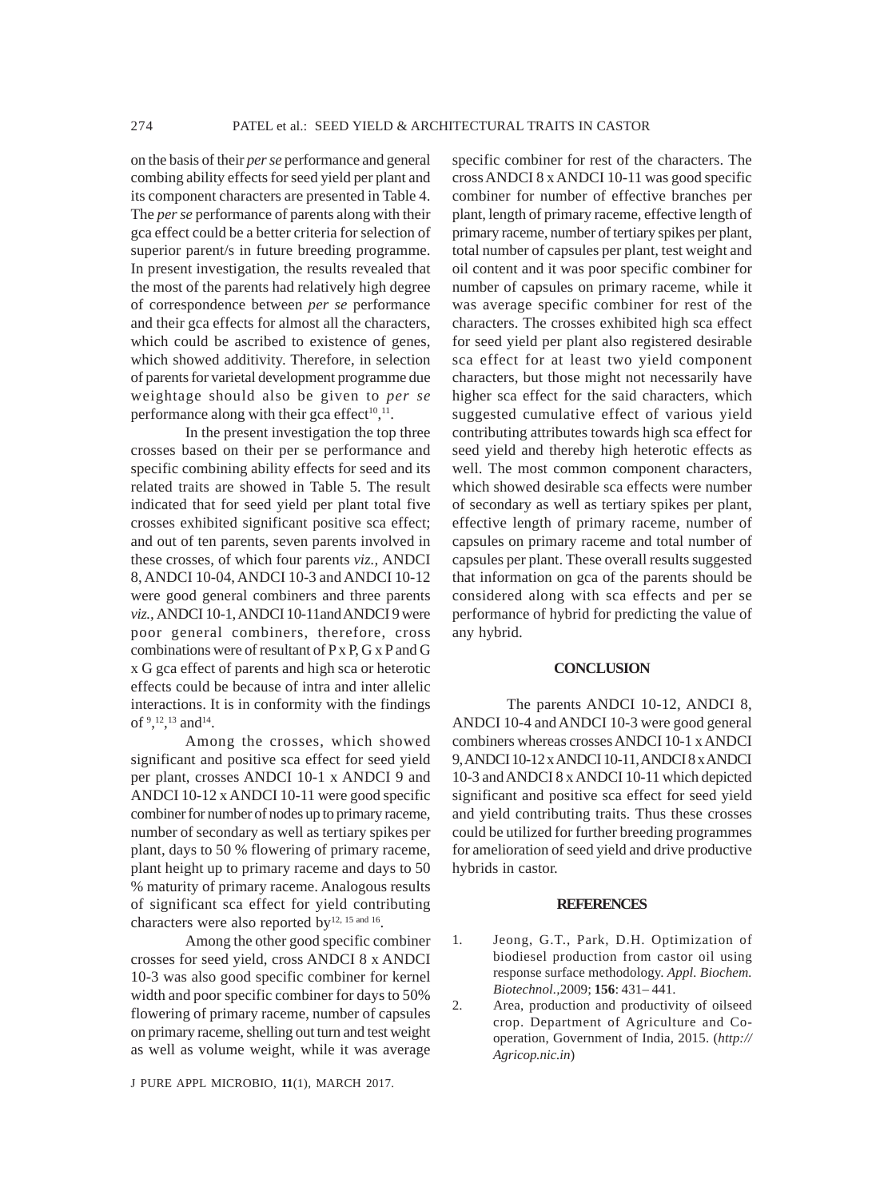on the basis of their *per se* performance and general combing ability effects for seed yield per plant and its component characters are presented in Table 4. The *per se* performance of parents along with their gca effect could be a better criteria for selection of superior parent/s in future breeding programme. In present investigation, the results revealed that the most of the parents had relatively high degree of correspondence between *per se* performance and their gca effects for almost all the characters, which could be ascribed to existence of genes, which showed additivity. Therefore, in selection of parents for varietal development programme due weightage should also be given to *per se* performance along with their gca effect[10],[11].

In the present investigation the top three crosses based on their per se performance and specific combining ability effects for seed and its related traits are showed in Table 5. The result indicated that for seed yield per plant total five crosses exhibited significant positive sca effect; and out of ten parents, seven parents involved in these crosses, of which four parents *viz.,* ANDCI 8, ANDCI 10-04, ANDCI 10-3 and ANDCI 10-12 were good general combiners and three parents *viz.,* ANDCI 10-1, ANDCI 10-11and ANDCI 9 were poor general combiners, therefore, cross combinations were of resultant of P x P, G x P and G x G gca effect of parents and high sca or heterotic effects could be because of intra and inter allelic interactions. It is in conformity with the findings of [9],[12],[13] and[14].

Among the crosses, which showed significant and positive sca effect for seed yield per plant, crosses ANDCI 10-1 x ANDCI 9 and ANDCI 10-12 x ANDCI 10-11 were good specific combiner for number of nodes up to primary raceme, number of secondary as well as tertiary spikes per plant, days to 50 % flowering of primary raceme, plant height up to primary raceme and days to 50 % maturity of primary raceme. Analogous results of significant sca effect for yield contributing characters were also reported by[12, 15 and 16].

Among the other good specific combiner crosses for seed yield, cross ANDCI 8 x ANDCI 10-3 was also good specific combiner for kernel width and poor specific combiner for days to 50% flowering of primary raceme, number of capsules on primary raceme, shelling out turn and test weight as well as volume weight, while it was average specific combiner for rest of the characters. The cross ANDCI 8 x ANDCI 10-11 was good specific combiner for number of effective branches per plant, length of primary raceme, effective length of primary raceme, number of tertiary spikes per plant, total number of capsules per plant, test weight and oil content and it was poor specific combiner for number of capsules on primary raceme, while it was average specific combiner for rest of the characters. The crosses exhibited high sca effect for seed yield per plant also registered desirable sca effect for at least two yield component characters, but those might not necessarily have higher sca effect for the said characters, which suggested cumulative effect of various yield contributing attributes towards high sca effect for seed yield and thereby high heterotic effects as well. The most common component characters, which showed desirable sca effects were number of secondary as well as tertiary spikes per plant, effective length of primary raceme, number of capsules on primary raceme and total number of capsules per plant. These overall results suggested that information on gca of the parents should be considered along with sca effects and per se performance of hybrid for predicting the value of any hybrid.

## CONCLUSION

The parents ANDCI 10-12, ANDCI 8, ANDCI 10-4 and ANDCI 10-3 were good general combiners whereas crosses ANDCI 10-1 x ANDCI 9, ANDCI 10-12 x ANDCI 10-11, ANDCI 8 x ANDCI 10-3 and ANDCI 8 x ANDCI 10-11 which depicted significant and positive sca effect for seed yield and yield contributing traits. Thus these crosses could be utilized for further breeding programmes for amelioration of seed yield and drive productive hybrids in castor.

## REFERENCES

1. Jeong, G.T., Park, D.H. Optimization of biodiesel production from castor oil using response surface methodology. *Appl. Biochem. Biotechnol.*,2009; **156**: 431– 441.
2. Area, production and productivity of oilseed crop. Department of Agriculture and Co-operation, Government of India, 2015. (*http://Agricop.nic.in*)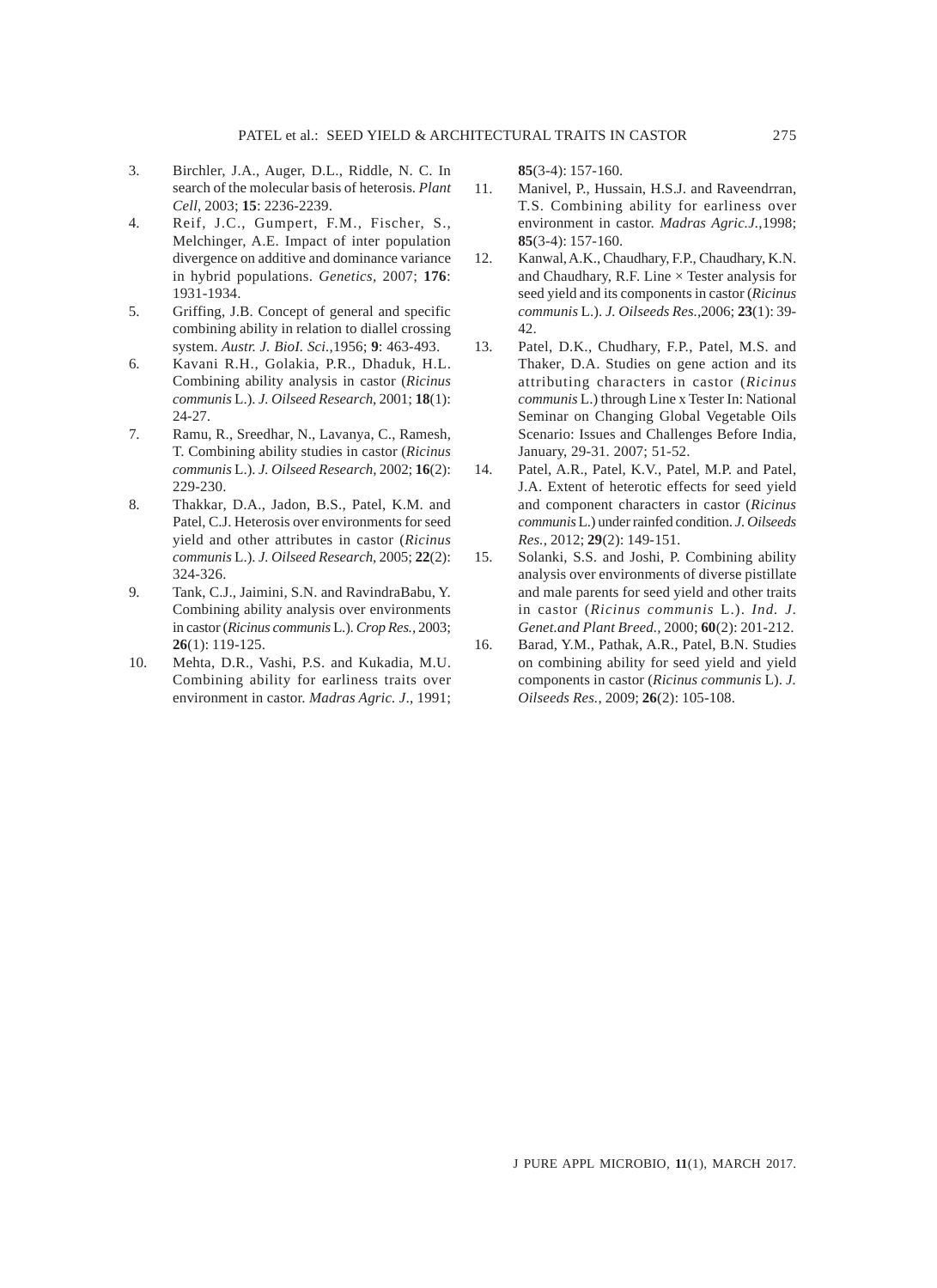3. Birchler, J.A., Auger, D.L., Riddle, N. C. In search of the molecular basis of heterosis. *Plant Cell*, 2003; **15**: 2236-2239.
4. Reif, J.C., Gumpert, F.M., Fischer, S., Melchinger, A.E. Impact of inter population divergence on additive and dominance variance in hybrid populations. *Genetics*, 2007; **176**: 1931-1934.
5. Griffing, J.B. Concept of general and specific combining ability in relation to diallel crossing system. *Austr. J. BioI. Sci.*,1956; **9**: 463-493.
6. Kavani R.H., Golakia, P.R., Dhaduk, H.L. Combining ability analysis in castor (*Ricinus communis* L.). *J. Oilseed Research*, 2001; **18**(1): 24-27.
7. Ramu, R., Sreedhar, N., Lavanya, C., Ramesh, T. Combining ability studies in castor (*Ricinus communis* L.). *J. Oilseed Research*, 2002; **16**(2): 229-230.
8. Thakkar, D.A., Jadon, B.S., Patel, K.M. and Patel, C.J. Heterosis over environments for seed yield and other attributes in castor (*Ricinus communis* L.). *J. Oilseed Research*, 2005; **22**(2): 324-326.
9. Tank, C.J., Jaimini, S.N. and RavindraBabu, Y. Combining ability analysis over environments in castor (*Ricinus communis* L.). *Crop Res.*, 2003; **26**(1): 119-125.
10. Mehta, D.R., Vashi, P.S. and Kukadia, M.U. Combining ability for earliness traits over environment in castor. *Madras Agric. J*., 1991; **85**(3-4): 157-160.
11. Manivel, P., Hussain, H.S.J. and Raveendrran, T.S. Combining ability for earliness over environment in castor. *Madras Agric.J.*,1998; **85**(3-4): 157-160.
12. Kanwal, A.K., Chaudhary, F.P., Chaudhary, K.N. and Chaudhary, R.F. Line × Tester analysis for seed yield and its components in castor (*Ricinus communis* L.). *J. Oilseeds Res.*,2006; **23**(1): 39-42.
13. Patel, D.K., Chudhary, F.P., Patel, M.S. and Thaker, D.A. Studies on gene action and its attributing characters in castor (*Ricinus communis* L.) through Line x Tester In: National Seminar on Changing Global Vegetable Oils Scenario: Issues and Challenges Before India, January, 29-31. 2007; 51-52.
14. Patel, A.R., Patel, K.V., Patel, M.P. and Patel, J.A. Extent of heterotic effects for seed yield and component characters in castor (*Ricinus communis* L.) under rainfed condition. *J. Oilseeds Res.*, 2012; **29**(2): 149-151.
15. Solanki, S.S. and Joshi, P. Combining ability analysis over environments of diverse pistillate and male parents for seed yield and other traits in castor (*Ricinus communis* L.). *Ind. J. Genet.and Plant Breed.*, 2000; **60**(2): 201-212.
16. Barad, Y.M., Pathak, A.R., Patel, B.N. Studies on combining ability for seed yield and yield components in castor (*Ricinus communis* L). *J. Oilseeds Res.*, 2009; **26**(2): 105-108.